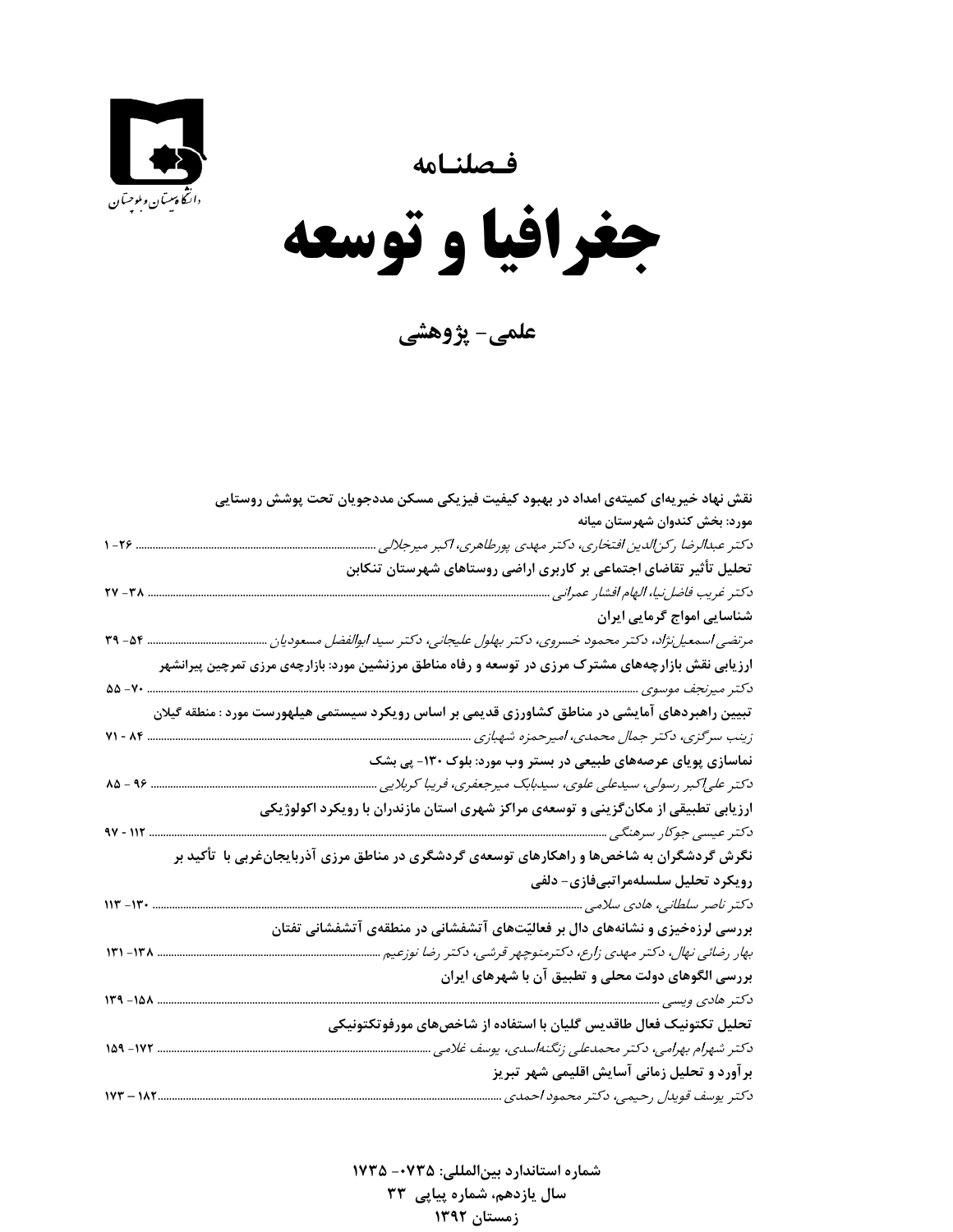دانشگاه سیستان و بلوچستان

فصلنامه

# جغرافیا و توسعه

## علمی- پژوهشی

**نقش نهاد خیریه‌ای کمیته‌ی امداد در بهبود کیفیت فیزیکی مسکن مددجویان تحت پوشش روستایی مورد: بخش کندوان شهرستان میانه**
*دکتر عبدالرضا رکن‌الدین افتخاری، دکتر مهدی پورطاهری، اکبر میرجلالی* ............ ۲۶- ۱

**تحلیل تأثیر تقاضای اجتماعی بر کاربری اراضی روستاهای شهرستان تنکابن**
*دکتر غریب فاضل‌نیا، الهام افشار عمرانی* ............ ۳۸- ۲۷

**شناسایی امواج گرمایی ایران**
*مرتضی اسمعیل‌نژاد، دکتر محمود خسروی، دکتر بهلول علیجانی، دکتر سید ابوالفضل مسعودیان* ............ ۵۴- ۳۹

**ارزیابی نقش بازارچه‌های مشترک مرزی در توسعه و رفاه مناطق مرزنشین مورد: بازارچه‌ی مرزی تمرچین پیرانشهر**
*دکتر میرنجف موسوی* ............ ۷۰- ۵۵

**تبیین راهبردهای آمایشی در مناطق کشاورزی قدیمی بر اساس رویکرد سیستمی هیلهورست مورد : منطقه گیلان**
*زینب سرگزی، دکتر جمال محمدی، امیرحمزه شهبازی* ............ ۸۴ - ۷۱

**نماسازی پویای عرصه‌های طبیعی در بستر وب مورد: بلوک ۱۳۰- پی بشک**
*دکتر علی‌اکبر رسولی، سیدعلی علوی، سیدبابک میرجعفری، فریبا کربلایی* ............ ۹۶ - ۸۵

**ارزیابی تطبیقی از مکان‌گزینی و توسعه‌ی مراکز شهری استان مازندران با رویکرد اکولوژیکی**
*دکتر عیسی جوکار سرهنگی* ............ ۱۱۲ - ۹۷

**نگرش گردشگران به شاخص‌ها و راهکارهای توسعه‌ی گردشگری در مناطق مرزی آذربایجان‌غربی با تأکید بر رویکرد تحلیل سلسله‌مراتبی‌فازی- دلفی**
*دکتر ناصر سلطانی، هادی سلامی* ............ ۱۳۰- ۱۱۳

**بررسی لرزه‌خیزی و نشانه‌های دال بر فعالیّت‌های آتشفشانی در منطقه‌ی آتشفشانی تفتان**
*بهار رضائی نهال، دکتر مهدی زارع، دکترمنوچهر قرشی، دکتر رضا نوزعیم* ............ ۱۳۸- ۱۳۱

**بررسی الگوهای دولت محلی و تطبیق آن با شهرهای ایران**
*دکتر هادی ویسی* ............ ۱۵۸- ۱۳۹

**تحلیل تکتونیک فعال طاقدیس گلیان با استفاده از شاخص‌های مورفوتکتونیکی**
*دکتر شهرام بهرامی، دکتر محمدعلی زنگنه‌اسدی، یوسف غلامی* ............ ۱۷۲- ۱۵۹

**برآورد و تحلیل زمانی آسایش اقلیمی شهر تبریز**
*دکتر یوسف قویدل رحیمی، دکتر محمود احمدی* ............ ۱۸۲ – ۱۷۳

**شماره استاندارد بین‌المللی: ۰۷۳۵- ۱۷۳۵**
**سال یازدهم، شماره پیاپی ۳۳**
**زمستان ۱۳۹۲**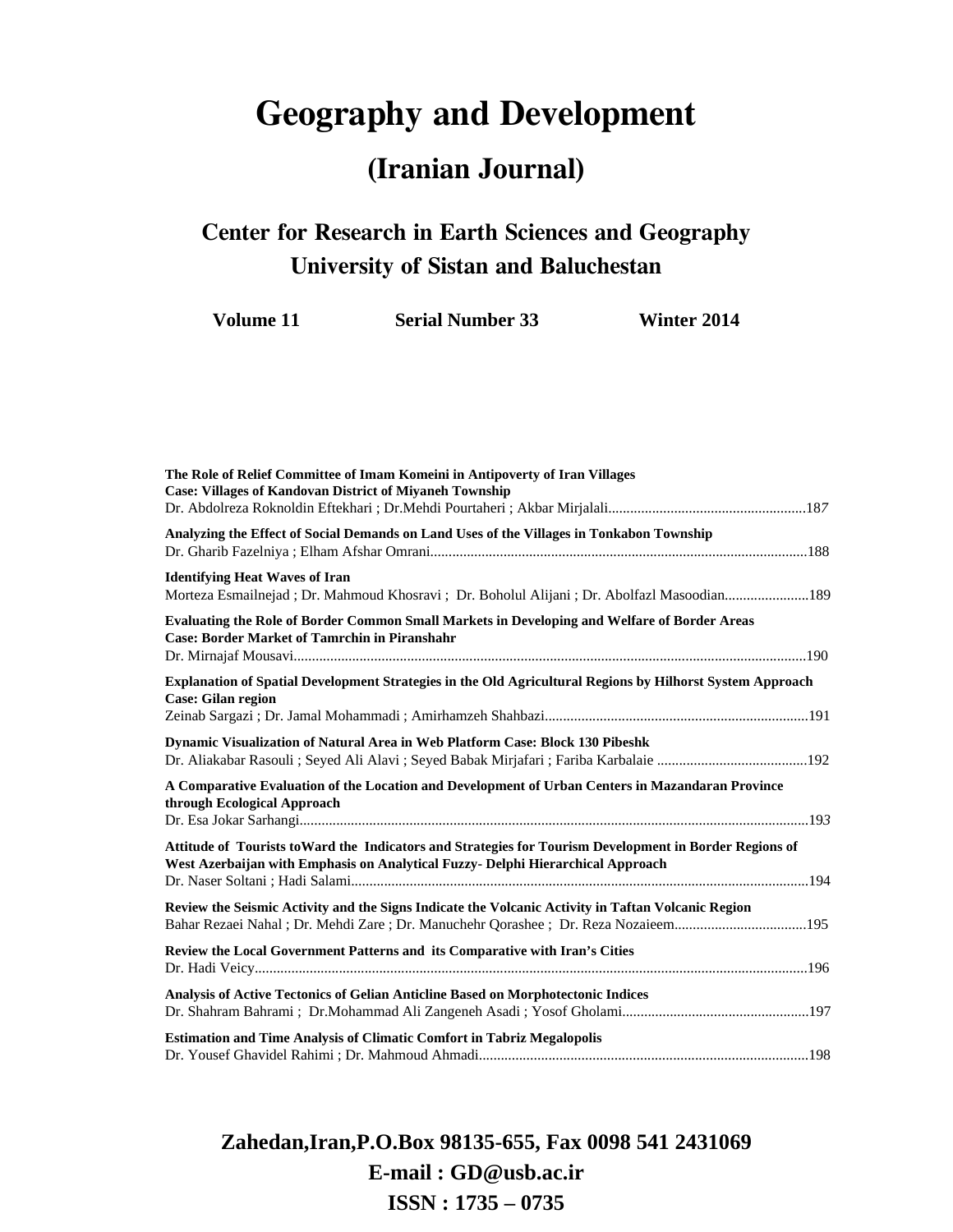# Geography and Development

## (Iranian Journal)

### Center for Research in Earth Sciences and Geography
### University of Sistan and Baluchestan

**Volume 11** **Serial Number 33** **Winter 2014**

**The Role of Relief Committee of Imam Komeini in Antipoverty of Iran Villages**
**Case: Villages of Kandovan District of Miyaneh Township**
Dr. Abdolreza Roknoldin Eftekhari ; Dr.Mehdi Pourtaheri ; Akbar Mirjalali......................................................187

**Analyzing the Effect of Social Demands on Land Uses of the Villages in Tonkabon Township**
Dr. Gharib Fazelniya ; Elham Afshar Omrani.......................................................................................................188

**Identifying Heat Waves of Iran**
Morteza Esmailnejad ; Dr. Mahmoud Khosravi ; Dr. Boholul Alijani ; Dr. Abolfazl Masoodian.......................189

**Evaluating the Role of Border Common Small Markets in Developing and Welfare of Border Areas**
**Case: Border Market of Tamrchin in Piranshahr**
Dr. Mirnajaf Mousavi............................................................................................................................................190

**Explanation of Spatial Development Strategies in the Old Agricultural Regions by Hilhorst System Approach**
**Case: Gilan region**
Zeinab Sargazi ; Dr. Jamal Mohammadi ; Amirhamzeh Shahbazi........................................................................191

**Dynamic Visualization of Natural Area in Web Platform Case: Block 130 Pibeshk**
Dr. Aliakabar Rasouli ; Seyed Ali Alavi ; Seyed Babak Mirjafari ; Fariba Karbalaie .........................................192

**A Comparative Evaluation of the Location and Development of Urban Centers in Mazandaran Province through Ecological Approach**
Dr. Esa Jokar Sarhangi...........................................................................................................................................193

**Attitude of Tourists toWard the Indicators and Strategies for Tourism Development in Border Regions of West Azerbaijan with Emphasis on Analytical Fuzzy- Delphi Hierarchical Approach**
Dr. Naser Soltani ; Hadi Salami..............................................................................................................................194

**Review the Seismic Activity and the Signs Indicate the Volcanic Activity in Taftan Volcanic Region**
Bahar Rezaei Nahal ; Dr. Mehdi Zare ; Dr. Manuchehr Qorashee ; Dr. Reza Nozaieem....................................195

**Review the Local Government Patterns and its Comparative with Iran's Cities**
Dr. Hadi Veicy.......................................................................................................................................................196

**Analysis of Active Tectonics of Gelian Anticline Based on Morphotectonic Indices**
Dr. Shahram Bahrami ; Dr.Mohammad Ali Zangeneh Asadi ; Yosof Gholami...................................................197

**Estimation and Time Analysis of Climatic Comfort in Tabriz Megalopolis**
Dr. Yousef Ghavidel Rahimi ; Dr. Mahmoud Ahmadi..........................................................................................198

**Zahedan,Iran,P.O.Box 98135-655, Fax 0098 541 2431069**
**E-mail : GD@usb.ac.ir**
**ISSN : 1735 – 0735**